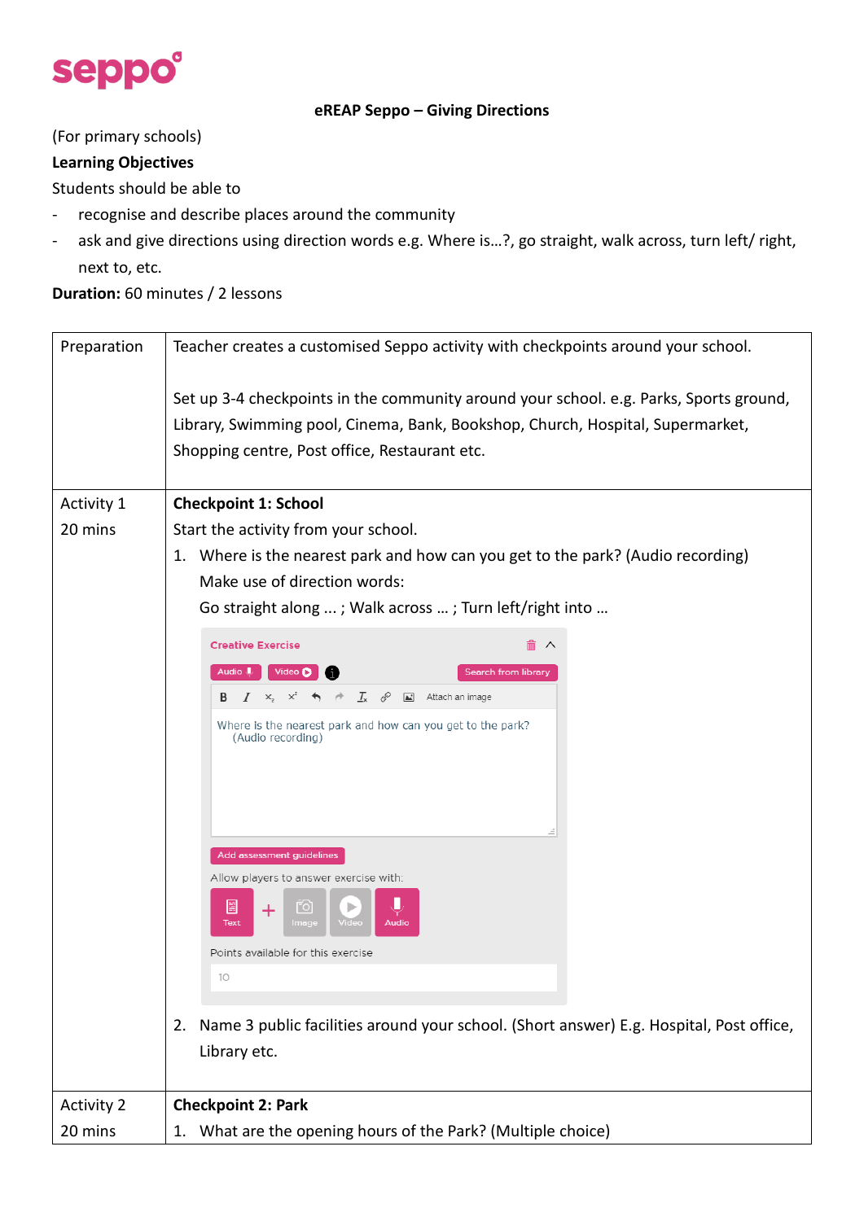seppo

# eREAP Seppo – Giving Directions

(For primary schools)

**Learning Objectives**

Students should be able to

- recognise and describe places around the community
- ask and give directions using direction words e.g. Where is…?, go straight, walk across, turn left/ right, next to, etc.

**Duration:** 60 minutes / 2 lessons

| Preparation | Teacher creates a customised Seppo activity with checkpoints around your school.<br><br>Set up 3-4 checkpoints in the community around your school. e.g. Parks, Sports ground, Library, Swimming pool, Cinema, Bank, Bookshop, Church, Hospital, Supermarket, Shopping centre, Post office, Restaurant etc. |
|---|---|
| Activity 1<br>20 mins | **Checkpoint 1: School**<br>Start the activity from your school.<br>1. Where is the nearest park and how can you get to the park? (Audio recording)<br>Make use of direction words:<br>Go straight along … ; Walk across … ; Turn left/right into …<br><br>Creative Exercise<br>Audio · Video · Search from library<br>Attach an image<br>Where is the nearest park and how can you get to the park? (Audio recording)<br>Add assessment guidelines<br>Allow players to answer exercise with:<br>Text + Image · Video · Audio<br>Points available for this exercise<br>10<br><br>2. Name 3 public facilities around your school. (Short answer) E.g. Hospital, Post office, Library etc. |
| Activity 2<br>20 mins | **Checkpoint 2: Park**<br>1. What are the opening hours of the Park? (Multiple choice) |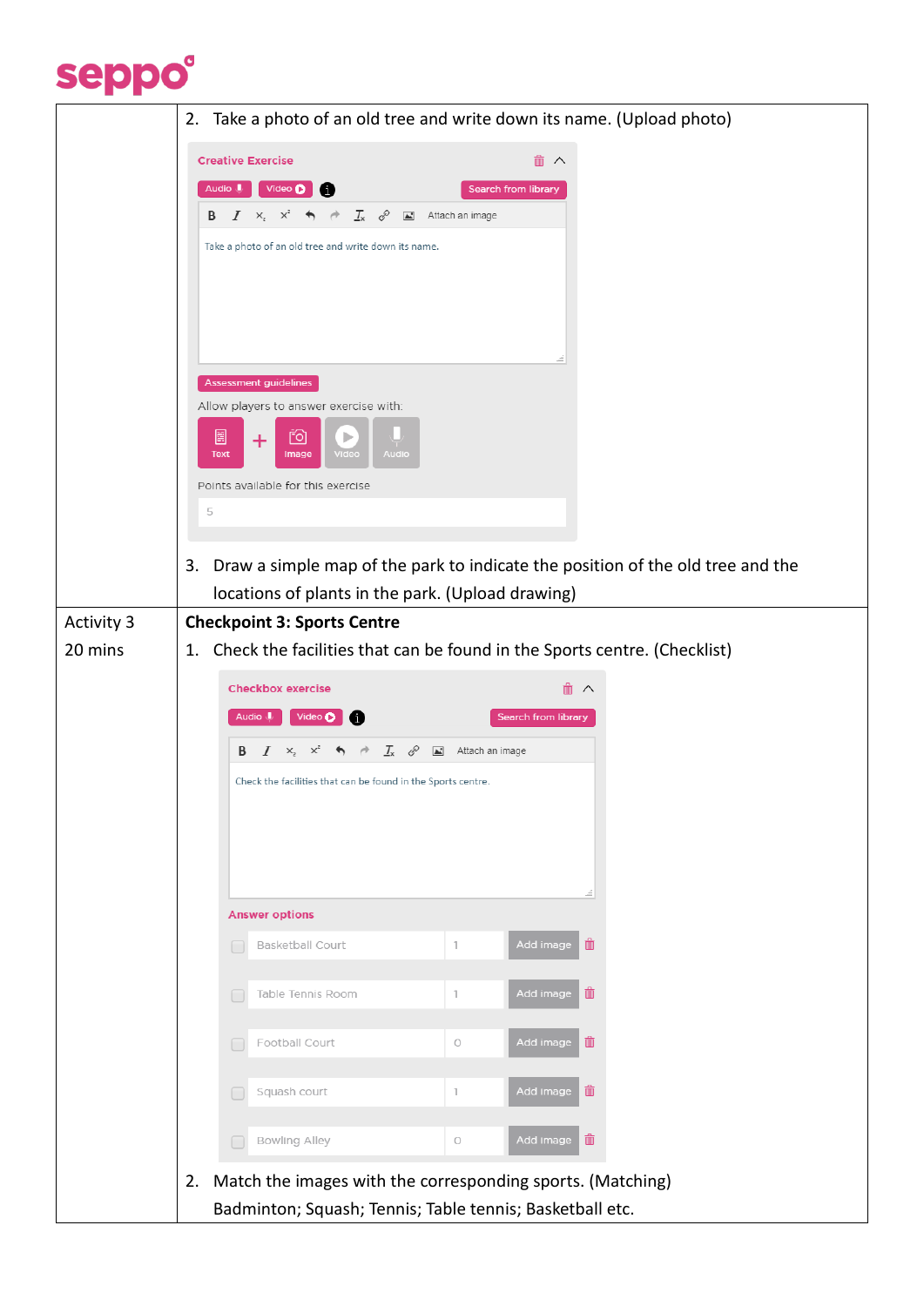| | |
|---|---|
| | 2. Take a photo of an old tree and write down its name. (Upload photo)<br><br>**Creative Exercise**<br>Audio · Video · Search from library<br>Take a photo of an old tree and write down its name.<br>Assessment guidelines<br>Allow players to answer exercise with: Text + Image · Video · Audio<br>Points available for this exercise: 5<br><br>3. Draw a simple map of the park to indicate the position of the old tree and the locations of plants in the park. (Upload drawing) |
| Activity 3<br>20 mins | **Checkpoint 3: Sports Centre**<br>1. Check the facilities that can be found in the Sports centre. (Checklist)<br><br>**Checkbox exercise**<br>Audio · Video · Search from library<br>Check the facilities that can be found in the Sports centre.<br>**Answer options**<br>Basketball Court – 1 – Add image<br>Table Tennis Room – 1 – Add image<br>Football Court – 0 – Add image<br>Squash court – 1 – Add image<br>Bowling Alley – 0 – Add image<br><br>2. Match the images with the corresponding sports. (Matching)<br>Badminton; Squash; Tennis; Table tennis; Basketball etc. |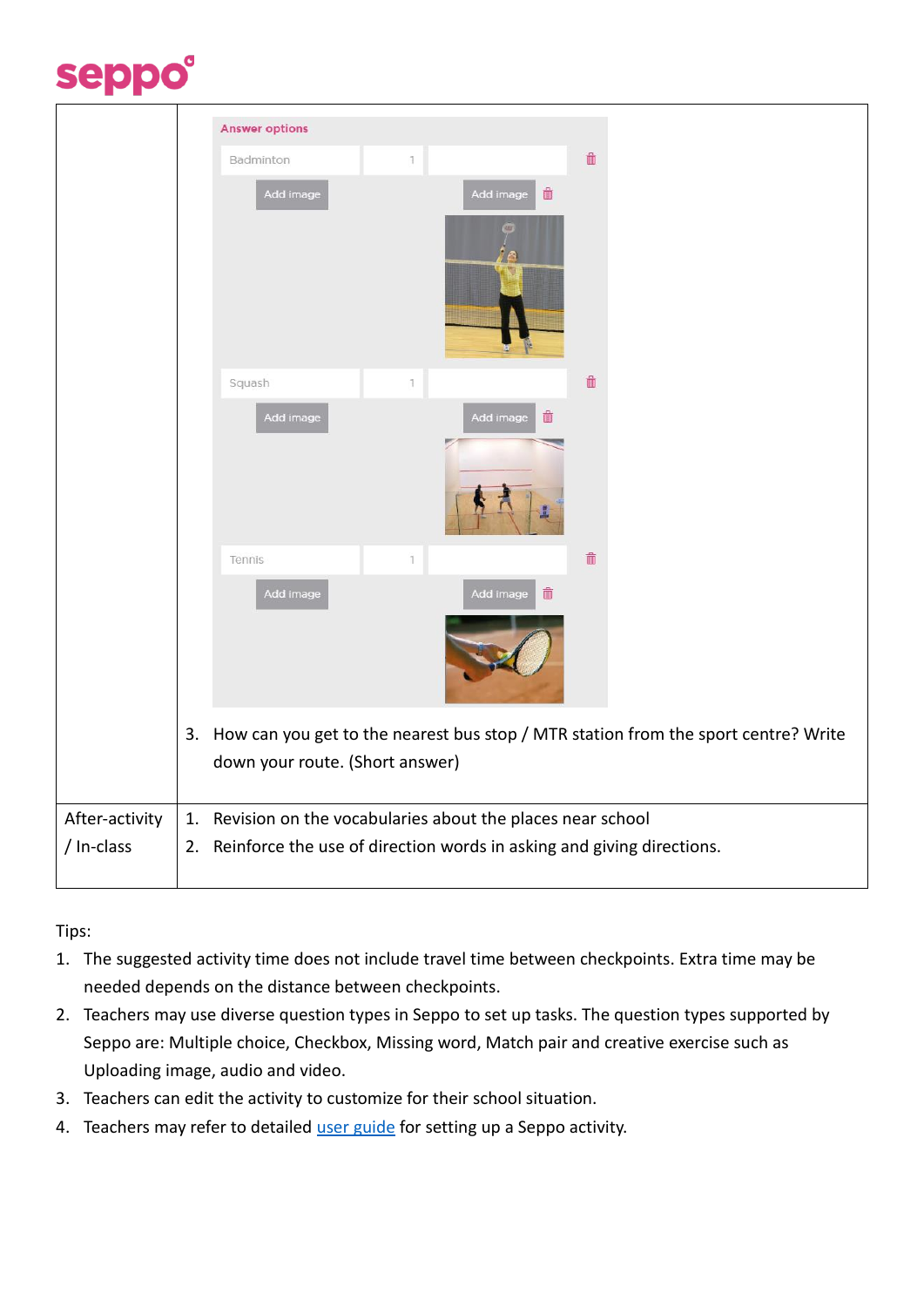| | |
|---|---|
| | Answer options<br>Badminton 1<br>Add image Add image<br>Squash 1<br>Add image Add image<br>Tennis 1<br>Add image Add image<br><br>3. How can you get to the nearest bus stop / MTR station from the sport centre? Write down your route. (Short answer) |
| After-activity / In-class | 1. Revision on the vocabularies about the places near school<br>2. Reinforce the use of direction words in asking and giving directions. |

Tips:

1. The suggested activity time does not include travel time between checkpoints. Extra time may be needed depends on the distance between checkpoints.
2. Teachers may use diverse question types in Seppo to set up tasks. The question types supported by Seppo are: Multiple choice, Checkbox, Missing word, Match pair and creative exercise such as Uploading image, audio and video.
3. Teachers can edit the activity to customize for their school situation.
4. Teachers may refer to detailed user guide for setting up a Seppo activity.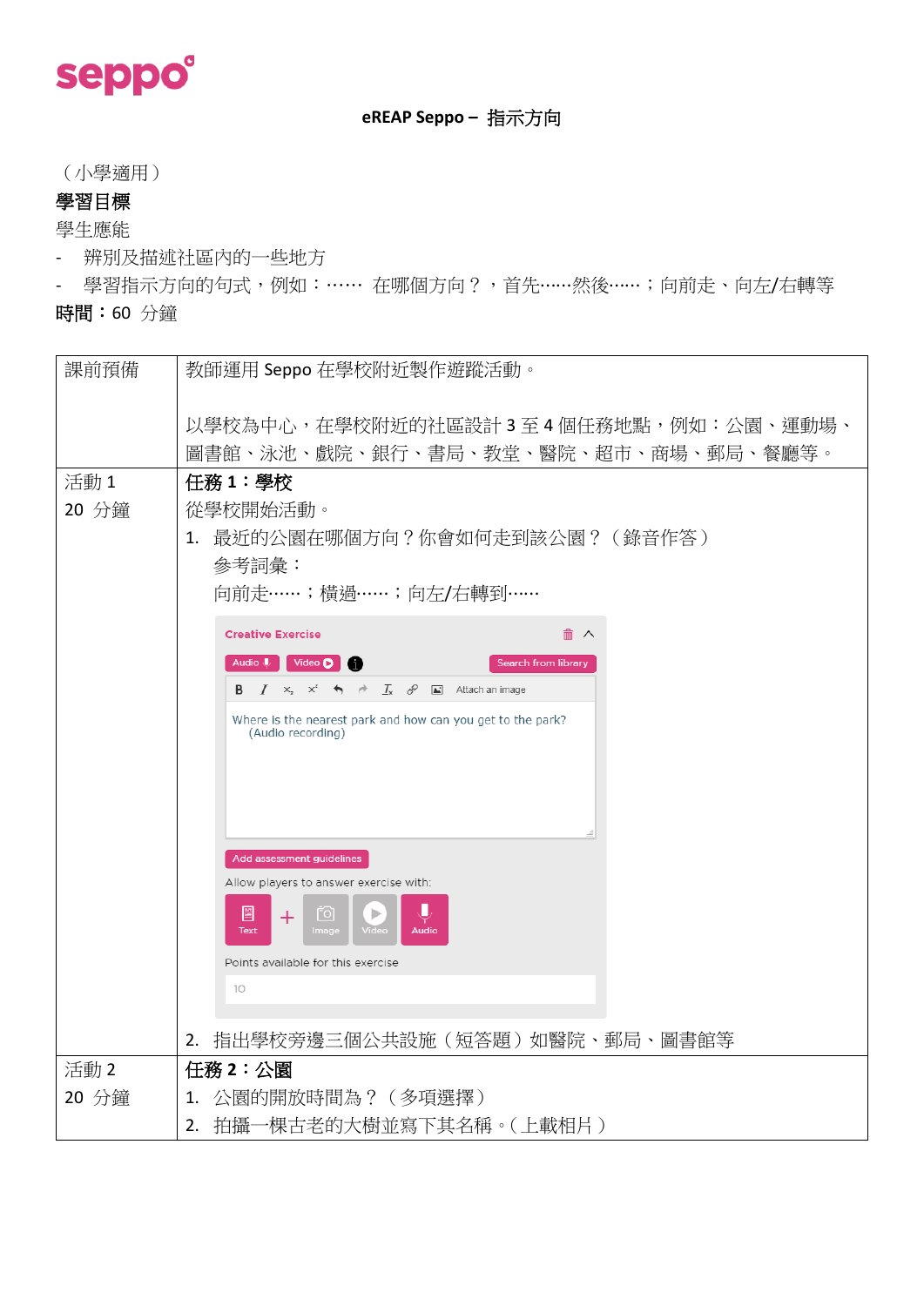**eREAP Seppo – 指示方向**

（小學適用）

**學習目標**

學生應能

- 辨別及描述社區內的一些地方
- 學習指示方向的句式，例如：…… 在哪個方向？，首先……然後……；向前走、向左/右轉等

**時間：**60 分鐘

| 課前預備 | 教師運用 Seppo 在學校附近製作遊蹤活動。<br><br>以學校為中心，在學校附近的社區設計 3 至 4 個任務地點，例如：公園、運動場、圖書館、泳池、戲院、銀行、書局、教堂、醫院、超市、商場、郵局、餐廳等。 |
|---|---|
| 活動 1<br>20 分鐘 | **任務 1：學校**<br>從學校開始活動。<br>1. 最近的公園在哪個方向？你會如何走到該公園？（錄音作答）<br>參考詞彙：<br>向前走……；橫過……；向左/右轉到……<br><br>Creative Exercise<br>Audio　Video　Search from library<br>Attach an image<br>Where is the nearest park and how can you get to the park? (Audio recording)<br>Add assessment guidelines<br>Allow players to answer exercise with:<br>Text + Image　Video　Audio<br>Points available for this exercise<br>10<br><br>2. 指出學校旁邊三個公共設施（短答題）如醫院、郵局、圖書館等 |
| 活動 2<br>20 分鐘 | **任務 2：公園**<br>1. 公園的開放時間為？（多項選擇）<br>2. 拍攝一棵古老的大樹並寫下其名稱。（上載相片） |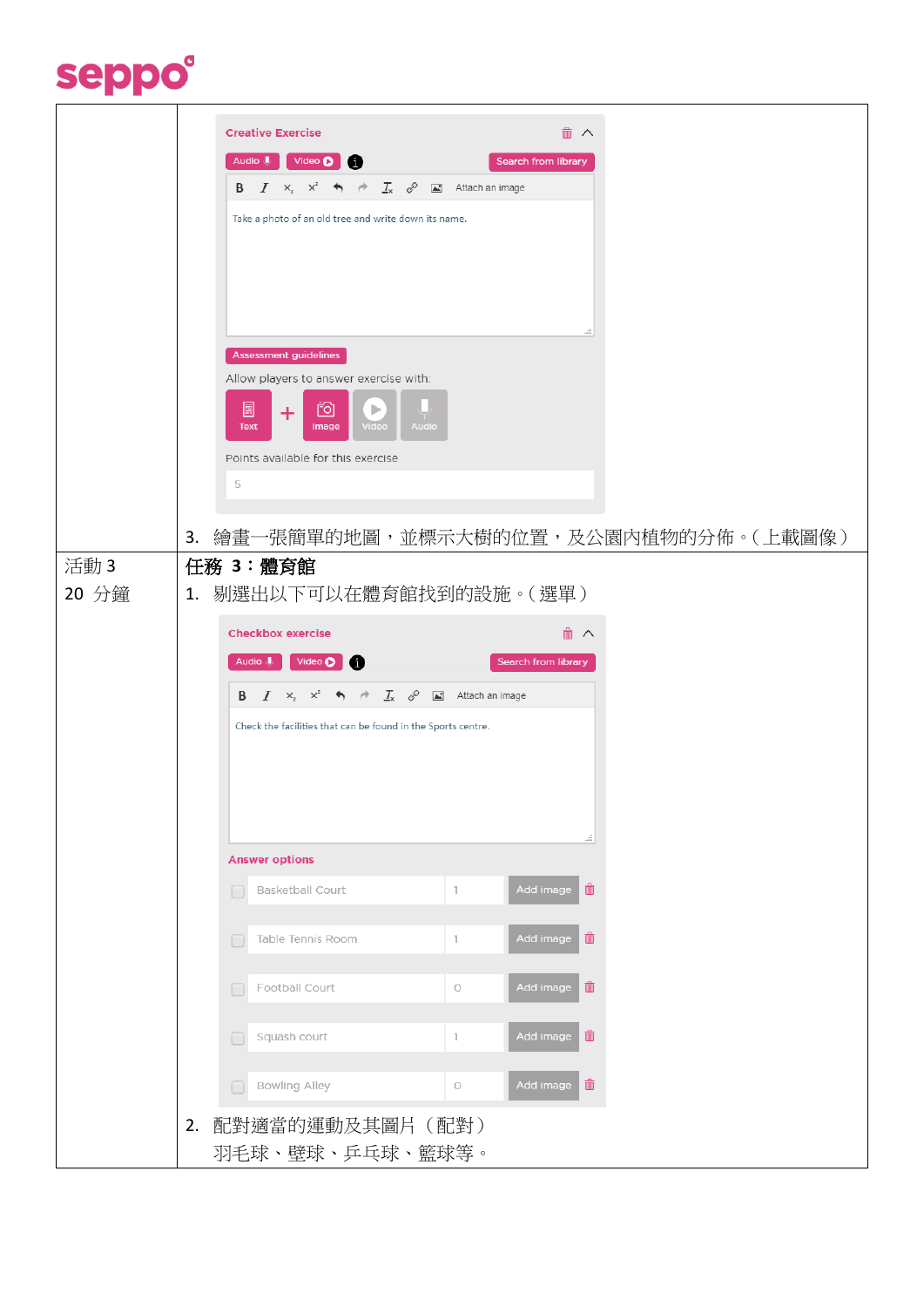| | |
|---|---|
| | **Creative Exercise**<br>Audio / Video / Search from library<br>Take a photo of an old tree and write down its name.<br>Assessment guidelines<br>Allow players to answer exercise with:<br>Text + Image / Video / Audio<br>Points available for this exercise<br>5<br>3. 繪畫一張簡單的地圖，並標示大樹的位置，及公園內植物的分佈。(上載圖像) |
| 活動 3<br>20 分鐘 | **任務 3：體育館**<br>1. 剔選出以下可以在體育館找到的設施。(選單)<br>**Checkbox exercise**<br>Audio / Video / Search from library<br>Check the facilities that can be found in the Sports centre.<br>**Answer options**<br>Basketball Court — 1 — Add image<br>Table Tennis Room — 1 — Add image<br>Football Court — 0 — Add image<br>Squash court — 1 — Add image<br>Bowling Alley — 0 — Add image<br>2. 配對適當的運動及其圖片（配對）<br>羽毛球、壁球、乒乓球、籃球等。 |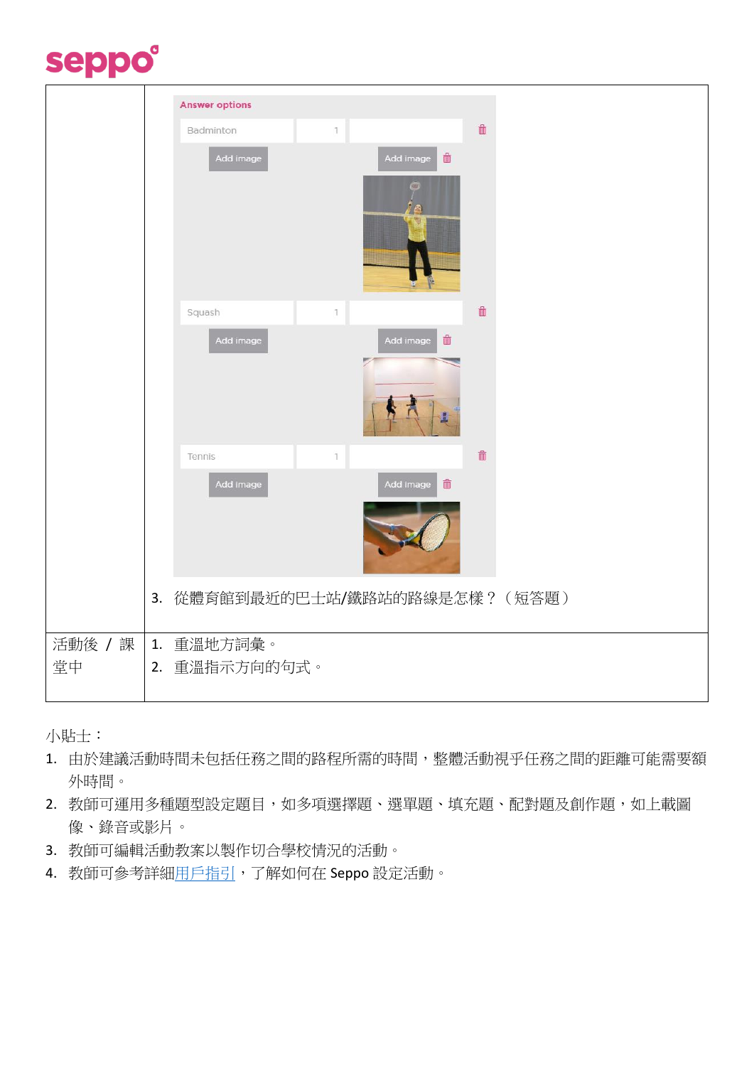| | |
|---|---|
| | Answer options<br>Badminton 1<br>Squash 1<br>Tennis 1<br>3. 從體育館到最近的巴士站/鐵路站的路線是怎樣？（短答題） |
| 活動後 / 課堂中 | 1. 重溫地方詞彙。<br>2. 重溫指示方向的句式。 |

小貼士：

1. 由於建議活動時間未包括任務之間的路程所需的時間，整體活動視乎任務之間的距離可能需要額外時間。
2. 教師可運用多種題型設定題目，如多項選擇題、選單題、填充題、配對題及創作題，如上載圖像、錄音或影片。
3. 教師可編輯活動教案以製作切合學校情況的活動。
4. 教師可參考詳細用戶指引，了解如何在 Seppo 設定活動。